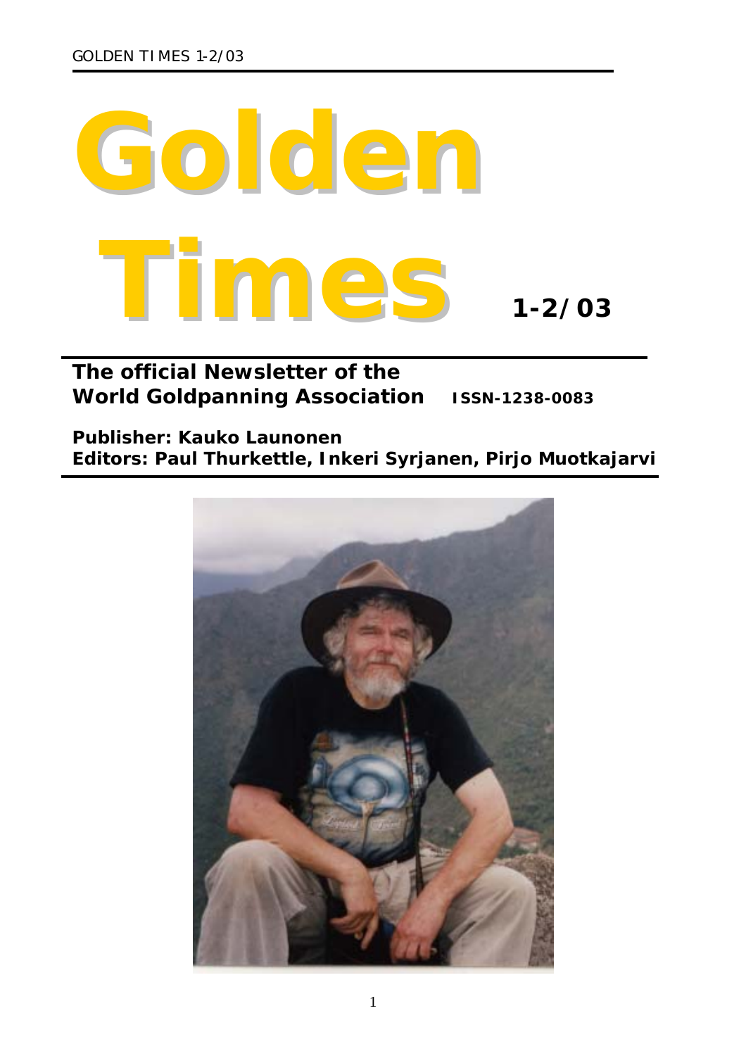# Golden Times 1-2/03

**The official Newsletter of the World Goldpanning Association** **ISSN-1238-0083**

**Publisher: Kauko Launonen**
**Editors: Paul Thurkettle, Inkeri Syrjanen, Pirjo Muotkajarvi**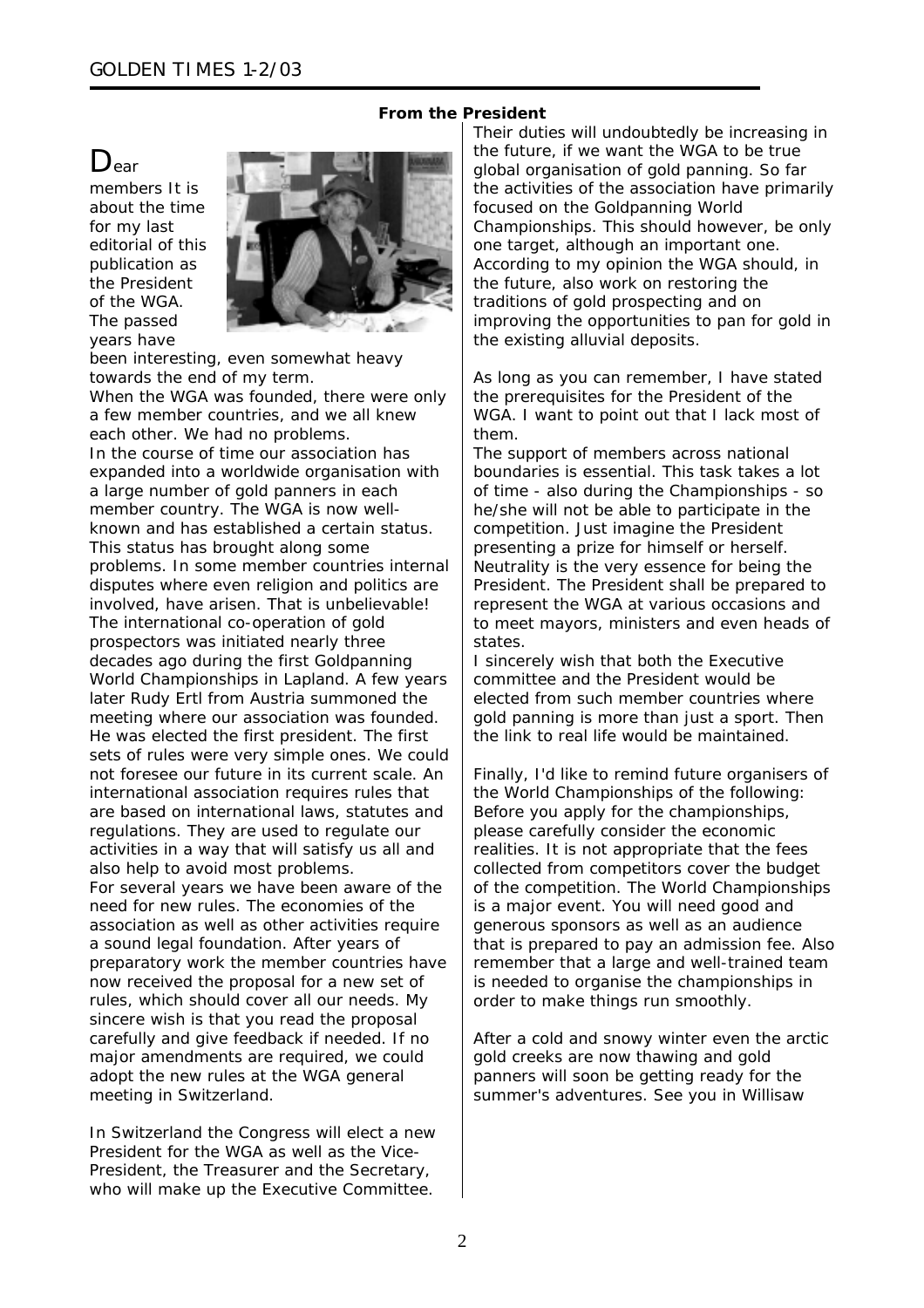## From the President

Dear members It is about the time for my last editorial of this publication as the President of the WGA. The passed years have been interesting, even somewhat heavy towards the end of my term.

When the WGA was founded, there were only a few member countries, and we all knew each other. We had no problems.

In the course of time our association has expanded into a worldwide organisation with a large number of gold panners in each member country. The WGA is now well-known and has established a certain status. This status has brought along some problems. In some member countries internal disputes where even religion and politics are involved, have arisen. That is unbelievable!

The international co-operation of gold prospectors was initiated nearly three decades ago during the first Goldpanning World Championships in Lapland. A few years later Rudy Ertl from Austria summoned the meeting where our association was founded. He was elected the first president. The first sets of rules were very simple ones. We could not foresee our future in its current scale. An international association requires rules that are based on international laws, statutes and regulations. They are used to regulate our activities in a way that will satisfy us all and also help to avoid most problems.

For several years we have been aware of the need for new rules. The economies of the association as well as other activities require a sound legal foundation. After years of preparatory work the member countries have now received the proposal for a new set of rules, which should cover all our needs. My sincere wish is that you read the proposal carefully and give feedback if needed. If no major amendments are required, we could adopt the new rules at the WGA general meeting in Switzerland.

In Switzerland the Congress will elect a new President for the WGA as well as the Vice-President, the Treasurer and the Secretary, who will make up the Executive Committee. Their duties will undoubtedly be increasing in the future, if we want the WGA to be true global organisation of gold panning. So far the activities of the association have primarily focused on the Goldpanning World Championships. This should however, be only one target, although an important one. According to my opinion the WGA should, in the future, also work on restoring the traditions of gold prospecting and on improving the opportunities to pan for gold in the existing alluvial deposits.

As long as you can remember, I have stated the prerequisites for the President of the WGA. I want to point out that I lack most of them.

The support of members across national boundaries is essential. This task takes a lot of time - also during the Championships - so he/she will not be able to participate in the competition. Just imagine the President presenting a prize for himself or herself. Neutrality is the very essence for being the President. The President shall be prepared to represent the WGA at various occasions and to meet mayors, ministers and even heads of states.

I sincerely wish that both the Executive committee and the President would be elected from such member countries where gold panning is more than just a sport. Then the link to real life would be maintained.

Finally, I'd like to remind future organisers of the World Championships of the following: Before you apply for the championships, please carefully consider the economic realities. It is not appropriate that the fees collected from competitors cover the budget of the competition. The World Championships is a major event. You will need good and generous sponsors as well as an audience that is prepared to pay an admission fee. Also remember that a large and well-trained team is needed to organise the championships in order to make things run smoothly.

After a cold and snowy winter even the arctic gold creeks are now thawing and gold panners will soon be getting ready for the summer's adventures. See you in Willisaw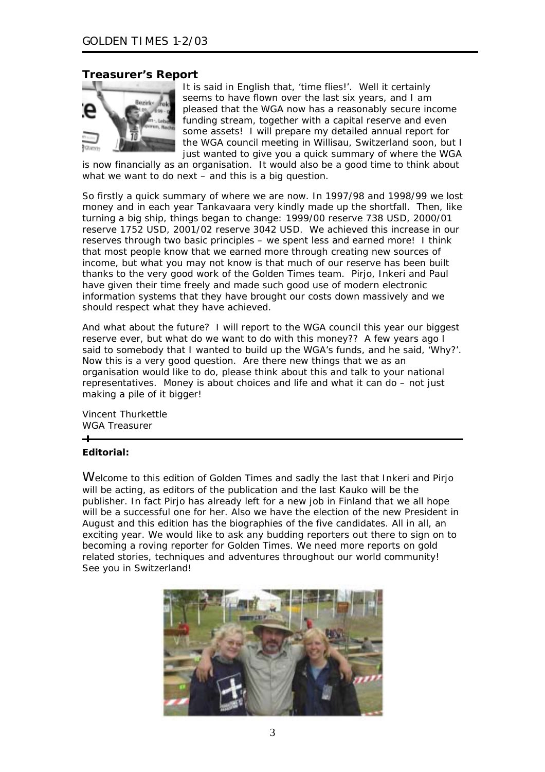## Treasurer's Report

It is said in English that, 'time flies!'. Well it certainly seems to have flown over the last six years, and I am pleased that the WGA now has a reasonably secure income funding stream, together with a capital reserve and even some assets! I will prepare my detailed annual report for the WGA council meeting in Willisau, Switzerland soon, but I just wanted to give you a quick summary of where the WGA is now financially as an organisation. It would also be a good time to think about what we want to do next – and this is a big question.

So firstly a quick summary of where we are now. In 1997/98 and 1998/99 we lost money and in each year Tankavaara very kindly made up the shortfall. Then, like turning a big ship, things began to change: 1999/00 reserve 738 USD, 2000/01 reserve 1752 USD, 2001/02 reserve 3042 USD. We achieved this increase in our reserves through two basic principles – we spent less and earned more! I think that most people know that we earned more through creating new sources of income, but what you may not know is that much of our reserve has been built thanks to the very good work of the Golden Times team. Pirjo, Inkeri and Paul have given their time freely and made such good use of modern electronic information systems that they have brought our costs down massively and we should respect what they have achieved.

And what about the future? I will report to the WGA council this year our biggest reserve ever, but what do we want to do with this money?? A few years ago I said to somebody that I wanted to build up the WGA's funds, and he said, 'Why?'. Now this is a very good question. Are there new things that we as an organisation would like to do, please think about this and talk to your national representatives. Money is about choices and life and what it can do – not just making a pile of it bigger!

Vincent Thurkettle
WGA Treasurer

**Editorial:**

Welcome to this edition of Golden Times and sadly the last that Inkeri and Pirjo will be acting, as editors of the publication and the last Kauko will be the publisher. In fact Pirjo has already left for a new job in Finland that we all hope will be a successful one for her. Also we have the election of the new President in August and this edition has the biographies of the five candidates. All in all, an exciting year. We would like to ask any budding reporters out there to sign on to becoming a roving reporter for Golden Times. We need more reports on gold related stories, techniques and adventures throughout our world community! See you in Switzerland!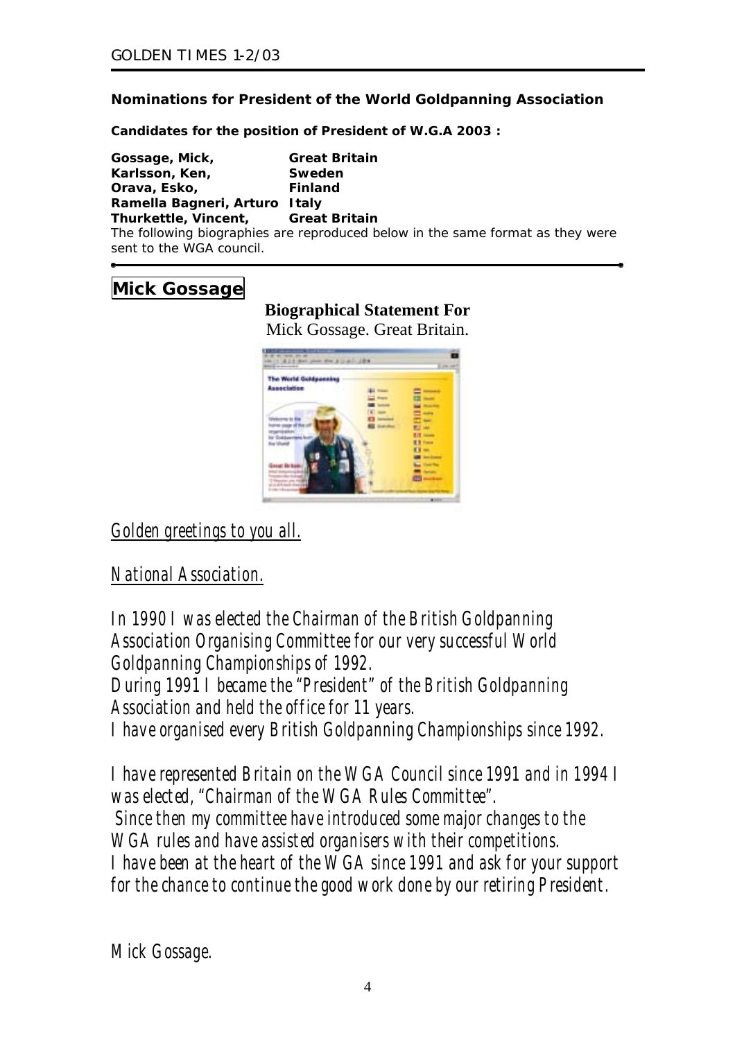**Nominations for President of the World Goldpanning Association**

**Candidates for the position of President of W.G.A 2003 :**

| | |
|---|---|
| **Gossage, Mick,** | **Great Britain** |
| **Karlsson, Ken,** | **Sweden** |
| **Orava, Esko,** | **Finland** |
| **Ramella Bagneri, Arturo** | **Italy** |
| **Thurkettle, Vincent,** | **Great Britain** |

The following biographies are reproduced below in the same format as they were sent to the WGA council.

## Mick Gossage

**Biographical Statement For**

Mick Gossage. Great Britain.

*Golden greetings to you all.*

*National Association.*

*In 1990 I was elected the Chairman of the British Goldpanning Association Organising Committee for our very successful World Goldpanning Championships of 1992.*
*During 1991 I became the "President" of the British Goldpanning Association and held the office for 11 years.*
*I have organised every British Goldpanning Championships since 1992.*

*I have represented Britain on the WGA Council since 1991 and in 1994 I was elected, "Chairman of the WGA Rules Committee".*
*Since then my committee have introduced some major changes to the WGA rules and have assisted organisers with their competitions.*
*I have been at the heart of the WGA since 1991 and ask for your support for the chance to continue the good work done by our retiring President.*

*Mick Gossage.*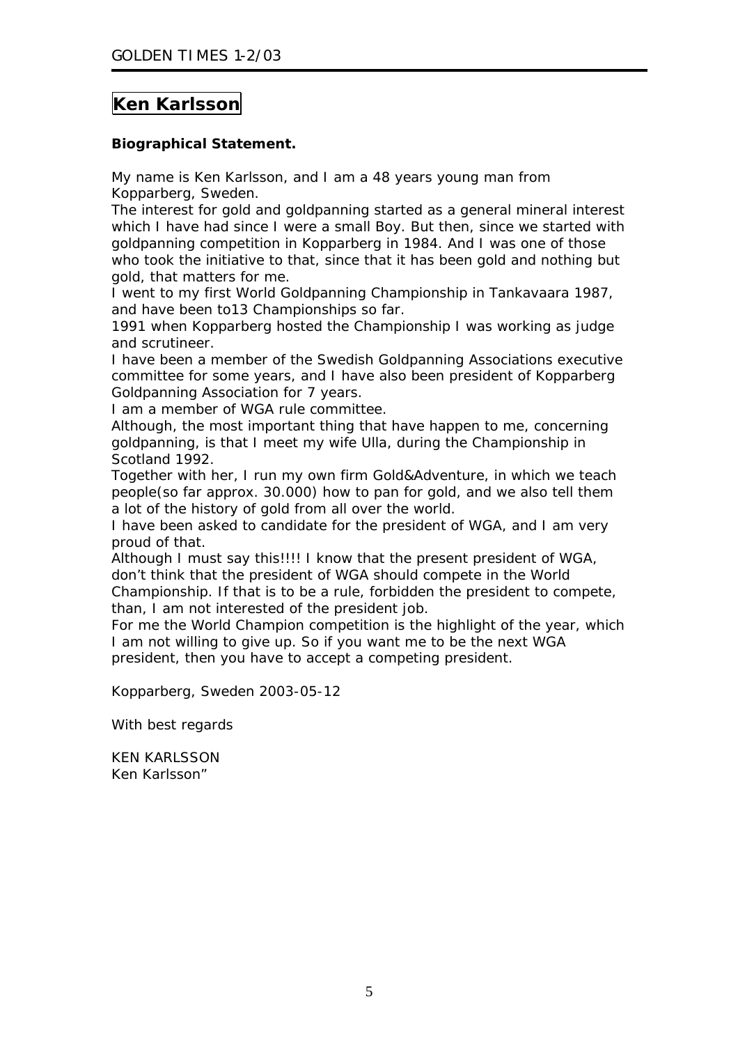# Ken Karlsson

**Biographical Statement.**

My name is Ken Karlsson, and I am a 48 years young man from Kopparberg, Sweden.
The interest for gold and goldpanning started as a general mineral interest which I have had since I were a small Boy. But then, since we started with goldpanning competition in Kopparberg in 1984. And I was one of those who took the initiative to that, since that it has been gold and nothing but gold, that matters for me.
I went to my first World Goldpanning Championship in Tankavaara 1987, and have been to13 Championships so far.
1991 when Kopparberg hosted the Championship I was working as judge and scrutineer.
I have been a member of the Swedish Goldpanning Associations executive committee for some years, and I have also been president of Kopparberg Goldpanning Association for 7 years.
I am a member of WGA rule committee.
Although, the most important thing that have happen to me, concerning goldpanning, is that I meet my wife Ulla, during the Championship in Scotland 1992.
Together with her, I run my own firm Gold&Adventure, in which we teach people(so far approx. 30.000) how to pan for gold, and we also tell them a lot of the history of gold from all over the world.
I have been asked to candidate for the president of WGA, and I am very proud of that.
Although I must say this!!!! I know that the present president of WGA, don't think that the president of WGA should compete in the World Championship. If that is to be a rule, forbidden the president to compete, than, I am not interested of the president job.
For me the World Champion competition is the highlight of the year, which I am not willing to give up. So if you want me to be the next WGA president, then you have to accept a competing president.

Kopparberg, Sweden 2003-05-12

With best regards

KEN KARLSSON
Ken Karlsson"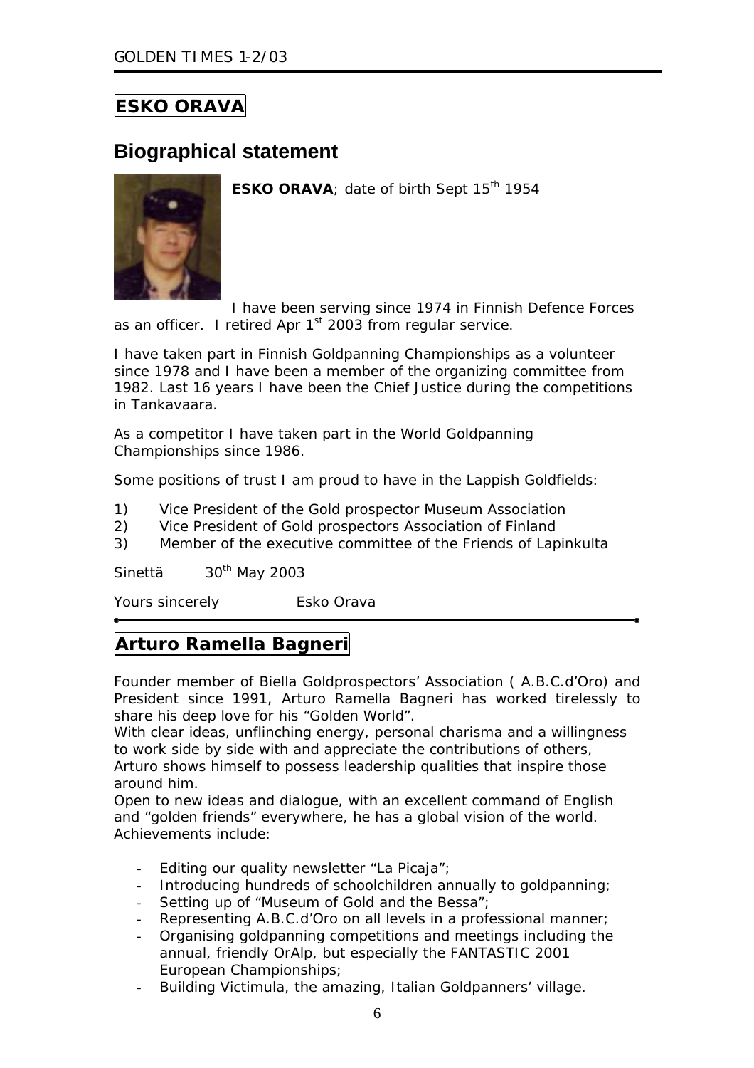# ESKO ORAVA

## Biographical statement

**ESKO ORAVA**; date of birth Sept 15th 1954

I have been serving since 1974 in Finnish Defence Forces as an officer. I retired Apr 1st 2003 from regular service.

I have taken part in Finnish Goldpanning Championships as a volunteer since 1978 and I have been a member of the organizing committee from 1982. Last 16 years I have been the Chief Justice during the competitions in Tankavaara.

As a competitor I have taken part in the World Goldpanning Championships since 1986.

Some positions of trust I am proud to have in the Lappish Goldfields:

1) Vice President of the Gold prospector Museum Association
2) Vice President of Gold prospectors Association of Finland
3) Member of the executive committee of the Friends of Lapinkulta

Sinettä 30th May 2003

Yours sincerely Esko Orava

# Arturo Ramella Bagneri

Founder member of Biella Goldprospectors' Association ( A.B.C.d'Oro) and President since 1991, Arturo Ramella Bagneri has worked tirelessly to share his deep love for his "Golden World".
With clear ideas, unflinching energy, personal charisma and a willingness to work side by side with and appreciate the contributions of others, Arturo shows himself to possess leadership qualities that inspire those around him.
Open to new ideas and dialogue, with an excellent command of English and "golden friends" everywhere, he has a global vision of the world.
Achievements include:

- Editing our quality newsletter "La Picaja";
- Introducing hundreds of schoolchildren annually to goldpanning;
- Setting up of "Museum of Gold and the Bessa";
- Representing A.B.C.d'Oro on all levels in a professional manner;
- Organising goldpanning competitions and meetings including the annual, friendly OrAlp, but especially the FANTASTIC 2001 European Championships;
- Building Victimula, the amazing, Italian Goldpanners' village.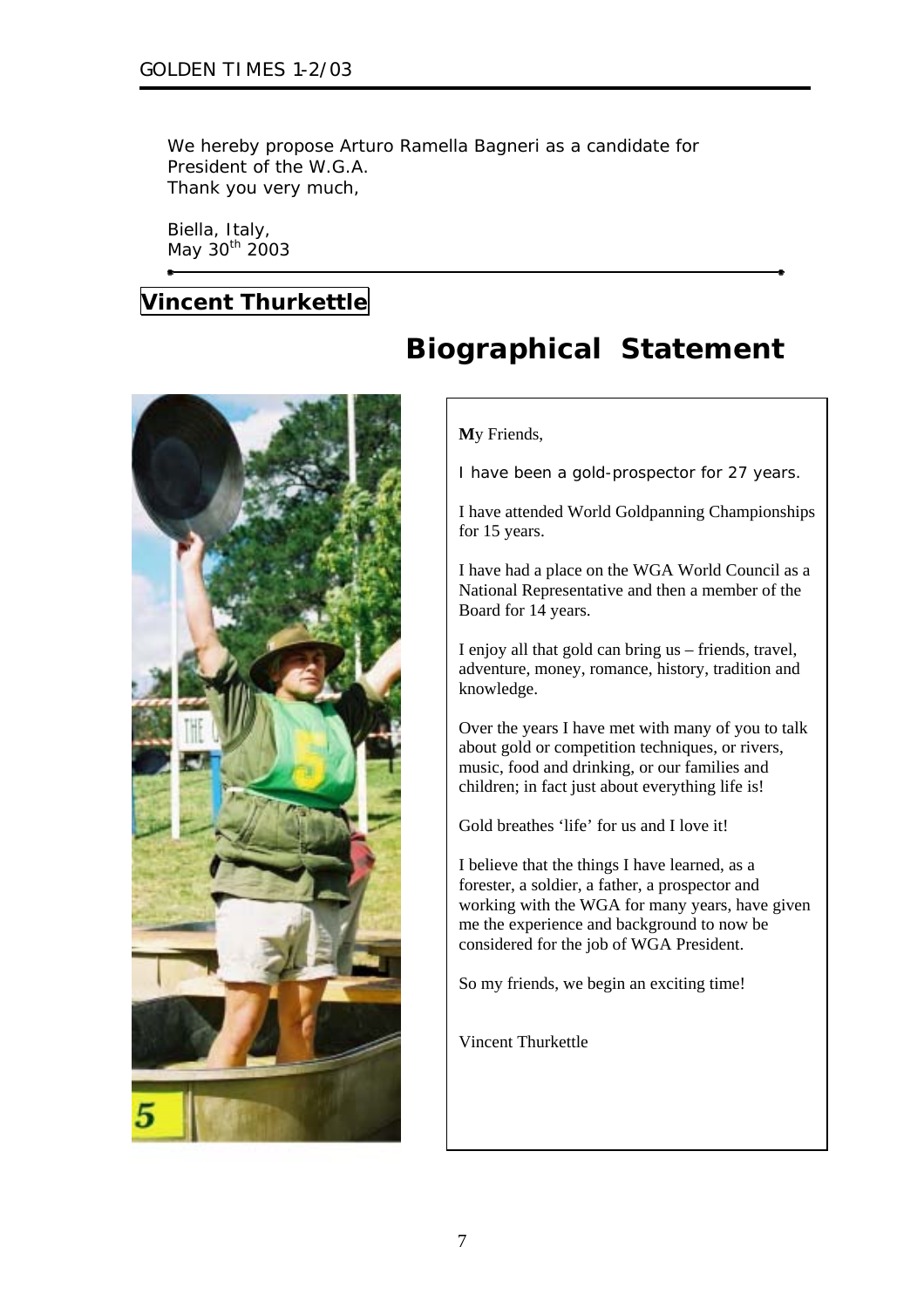We hereby propose Arturo Ramella Bagneri as a candidate for President of the W.G.A.
Thank you very much,

Biella, Italy,
May 30th 2003

---

## Vincent Thurkettle

# Biographical Statement

**M**y Friends,

I have been a gold-prospector for 27 years.

I have attended World Goldpanning Championships for 15 years.

I have had a place on the WGA World Council as a National Representative and then a member of the Board for 14 years.

I enjoy all that gold can bring us – friends, travel, adventure, money, romance, history, tradition and knowledge.

Over the years I have met with many of you to talk about gold or competition techniques, or rivers, music, food and drinking, or our families and children; in fact just about everything life is!

Gold breathes 'life' for us and I love it!

I believe that the things I have learned, as a forester, a soldier, a father, a prospector and working with the WGA for many years, have given me the experience and background to now be considered for the job of WGA President.

So my friends, we begin an exciting time!

Vincent Thurkettle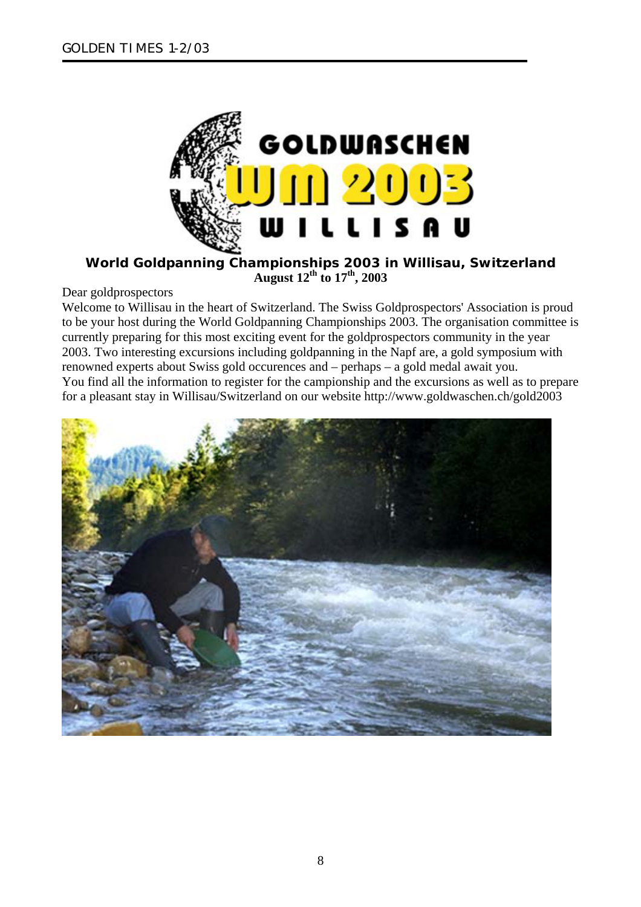GOLDWASCHEN WM 2003 WILLISAU

**World Goldpanning Championships 2003 in Willisau, Switzerland**

**August 12th to 17th, 2003**

Dear goldprospectors

Welcome to Willisau in the heart of Switzerland. The Swiss Goldprospectors' Association is proud to be your host during the World Goldpanning Championships 2003. The organisation committee is currently preparing for this most exciting event for the goldprospectors community in the year 2003. Two interesting excursions including goldpanning in the Napf are, a gold symposium with renowned experts about Swiss gold occurences and – perhaps – a gold medal await you.
You find all the information to register for the campionship and the excursions as well as to prepare for a pleasant stay in Willisau/Switzerland on our website http://www.goldwaschen.ch/gold2003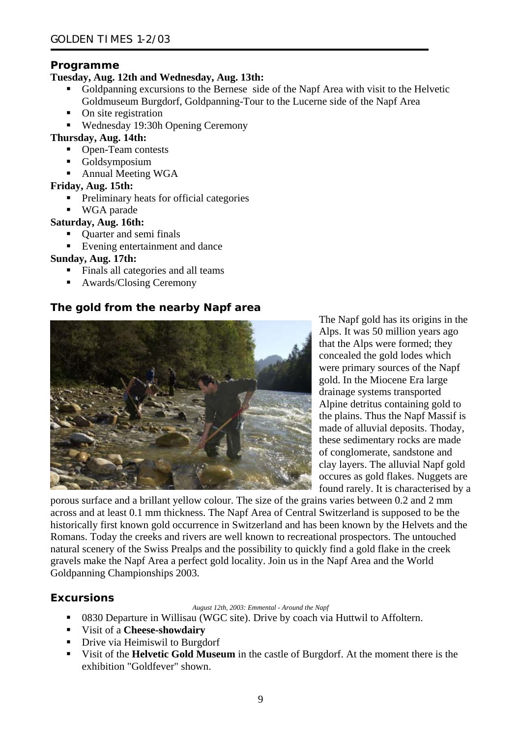## Programme

**Tuesday, Aug. 12th and Wednesday, Aug. 13th:**

- Goldpanning excursions to the Bernese side of the Napf Area with visit to the Helvetic Goldmuseum Burgdorf, Goldpanning-Tour to the Lucerne side of the Napf Area
- On site registration
- Wednesday 19:30h Opening Ceremony

**Thursday, Aug. 14th:**

- Open-Team contests
- Goldsymposium
- Annual Meeting WGA

**Friday, Aug. 15th:**

- Preliminary heats for official categories
- WGA parade

**Saturday, Aug. 16th:**

- Quarter and semi finals
- Evening entertainment and dance

**Sunday, Aug. 17th:**

- Finals all categories and all teams
- Awards/Closing Ceremony

## The gold from the nearby Napf area

The Napf gold has its origins in the Alps. It was 50 million years ago that the Alps were formed; they concealed the gold lodes which were primary sources of the Napf gold. In the Miocene Era large drainage systems transported Alpine detritus containing gold to the plains. Thus the Napf Massif is made of alluvial deposits. Thoday, these sedimentary rocks are made of conglomerate, sandstone and clay layers. The alluvial Napf gold occures as gold flakes. Nuggets are found rarely. It is characterised by a porous surface and a brillant yellow colour. The size of the grains varies between 0.2 and 2 mm across and at least 0.1 mm thickness. The Napf Area of Central Switzerland is supposed to be the historically first known gold occurrence in Switzerland and has been known by the Helvets and the Romans. Today the creeks and rivers are well known to recreational prospectors. The untouched natural scenery of the Swiss Prealps and the possibility to quickly find a gold flake in the creek gravels make the Napf Area a perfect gold locality. Join us in the Napf Area and the World Goldpanning Championships 2003.

## Excursions

*August 12th, 2003: Emmental - Around the Napf*

- 0830 Departure in Willisau (WGC site). Drive by coach via Huttwil to Affoltern.
- Visit of a **Cheese-showdairy**
- Drive via Heimiswil to Burgdorf
- Visit of the **Helvetic Gold Museum** in the castle of Burgdorf. At the moment there is the exhibition "Goldfever" shown.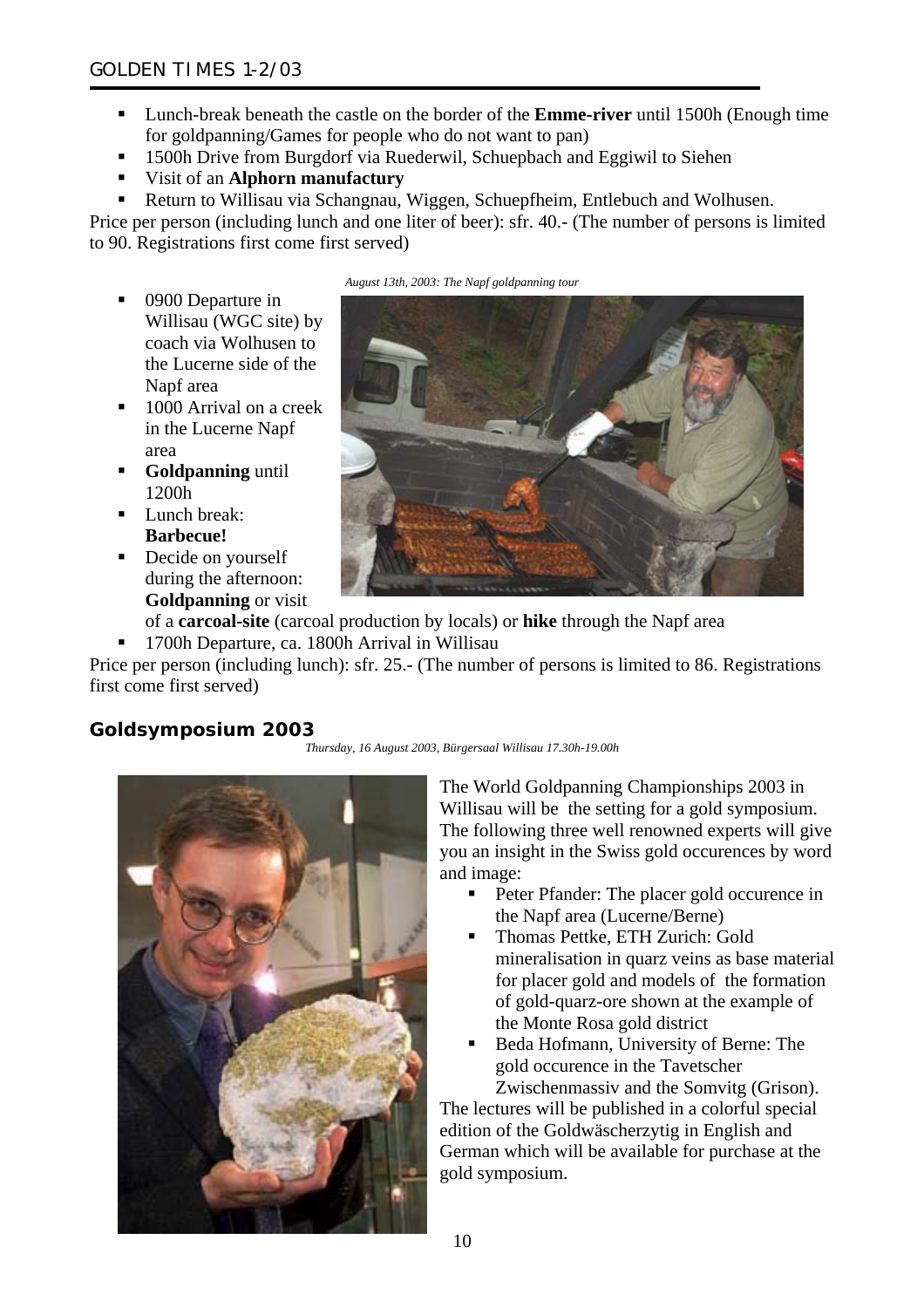- Lunch-break beneath the castle on the border of the **Emme-river** until 1500h (Enough time for goldpanning/Games for people who do not want to pan)
- 1500h Drive from Burgdorf via Ruederwil, Schuepbach and Eggiwil to Siehen
- Visit of an **Alphorn manufactury**
- Return to Willisau via Schangnau, Wiggen, Schuepfheim, Entlebuch and Wolhusen.

Price per person (including lunch and one liter of beer): sfr. 40.- (The number of persons is limited to 90. Registrations first come first served)

*August 13th, 2003: The Napf goldpanning tour*

- 0900 Departure in Willisau (WGC site) by coach via Wolhusen to the Lucerne side of the Napf area
- 1000 Arrival on a creek in the Lucerne Napf area
- **Goldpanning** until 1200h
- Lunch break: **Barbecue!**
- Decide on yourself during the afternoon: **Goldpanning** or visit of a **carcoal-site** (carcoal production by locals) or **hike** through the Napf area
- 1700h Departure, ca. 1800h Arrival in Willisau

Price per person (including lunch): sfr. 25.- (The number of persons is limited to 86. Registrations first come first served)

## Goldsymposium 2003

*Thursday, 16 August 2003, Bürgersaal Willisau 17.30h-19.00h*

The World Goldpanning Championships 2003 in Willisau will be the setting for a gold symposium. The following three well renowned experts will give you an insight in the Swiss gold occurences by word and image:

- Peter Pfander: The placer gold occurence in the Napf area (Lucerne/Berne)
- Thomas Pettke, ETH Zurich: Gold mineralisation in quarz veins as base material for placer gold and models of the formation of gold-quarz-ore shown at the example of the Monte Rosa gold district
- Beda Hofmann, University of Berne: The gold occurence in the Tavetscher Zwischenmassiv and the Somvitg (Grison).

The lectures will be published in a colorful special edition of the Goldwäscherzytig in English and German which will be available for purchase at the gold symposium.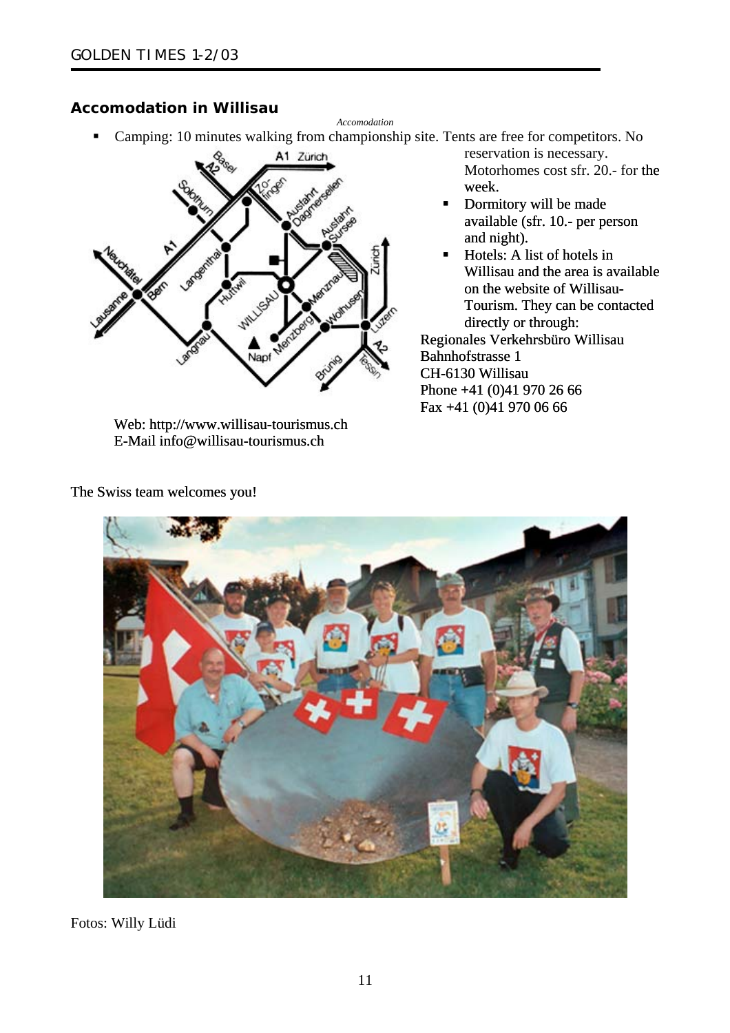## Accomodation in Willisau

*Accomodation*

- Camping: 10 minutes walking from championship site. Tents are free for competitors. No reservation is necessary. Motorhomes cost sfr. 20.- for the week.
- Dormitory will be made available (sfr. 10.- per person and night).
- Hotels: A list of hotels in Willisau and the area is available on the website of Willisau-Tourism. They can be contacted directly or through:

Regionales Verkehrsbüro Willisau
Bahnhofstrasse 1
CH-6130 Willisau
Phone +41 (0)41 970 26 66
Fax +41 (0)41 970 06 66

Web: http://www.willisau-tourismus.ch
E-Mail info@willisau-tourismus.ch

The Swiss team welcomes you!

Fotos: Willy Lüdi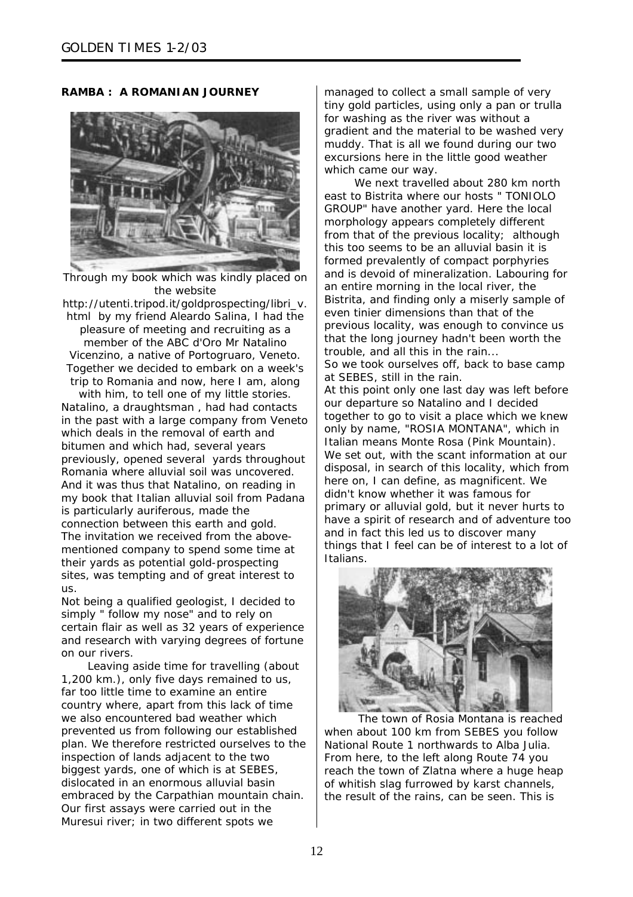## RAMBA : A ROMANIAN JOURNEY

Through my book which was kindly placed on the website http://utenti.tripod.it/goldprospecting/libri_v.html by my friend Aleardo Salina, I had the pleasure of meeting and recruiting as a member of the ABC d'Oro Mr Natalino Vicenzino, a native of Portogruaro, Veneto. Together we decided to embark on a week's trip to Romania and now, here I am, along with him, to tell one of my little stories.

Natalino, a draughtsman , had had contacts in the past with a large company from Veneto which deals in the removal of earth and bitumen and which had, several years previously, opened several yards throughout Romania where alluvial soil was uncovered. And it was thus that Natalino, on reading in my book that Italian alluvial soil from Padana is particularly auriferous, made the connection between this earth and gold.

The invitation we received from the above-mentioned company to spend some time at their yards as potential gold-prospecting sites, was tempting and of great interest to us.

Not being a qualified geologist, I decided to simply " follow my nose" and to rely on certain flair as well as 32 years of experience and research with varying degrees of fortune on our rivers.

Leaving aside time for travelling (about 1,200 km.), only five days remained to us, far too little time to examine an entire country where, apart from this lack of time we also encountered bad weather which prevented us from following our established plan. We therefore restricted ourselves to the inspection of lands adjacent to the two biggest yards, one of which is at SEBES, dislocated in an enormous alluvial basin embraced by the Carpathian mountain chain. Our first assays were carried out in the Muresui river; in two different spots we managed to collect a small sample of very tiny gold particles, using only a pan or trulla for washing as the river was without a gradient and the material to be washed very muddy. That is all we found during our two excursions here in the little good weather which came our way.

We next travelled about 280 km north east to Bistrita where our hosts " TONIOLO GROUP" have another yard. Here the local morphology appears completely different from that of the previous locality; although this too seems to be an alluvial basin it is formed prevalently of compact porphyries and is devoid of mineralization. Labouring for an entire morning in the local river, the Bistrita, and finding only a miserly sample of even tinier dimensions than that of the previous locality, was enough to convince us that the long journey hadn't been worth the trouble, and all this in the rain...

So we took ourselves off, back to base camp at SEBES, still in the rain.

At this point only one last day was left before our departure so Natalino and I decided together to go to visit a place which we knew only by name, "ROSIA MONTANA", which in Italian means Monte Rosa (Pink Mountain). We set out, with the scant information at our disposal, in search of this locality, which from here on, I can define, as magnificent. We didn't know whether it was famous for primary or alluvial gold, but it never hurts to have a spirit of research and of adventure too and in fact this led us to discover many things that I feel can be of interest to a lot of Italians.

The town of Rosia Montana is reached when about 100 km from SEBES you follow National Route 1 northwards to Alba Julia. From here, to the left along Route 74 you reach the town of Zlatna where a huge heap of whitish slag furrowed by karst channels, the result of the rains, can be seen. This is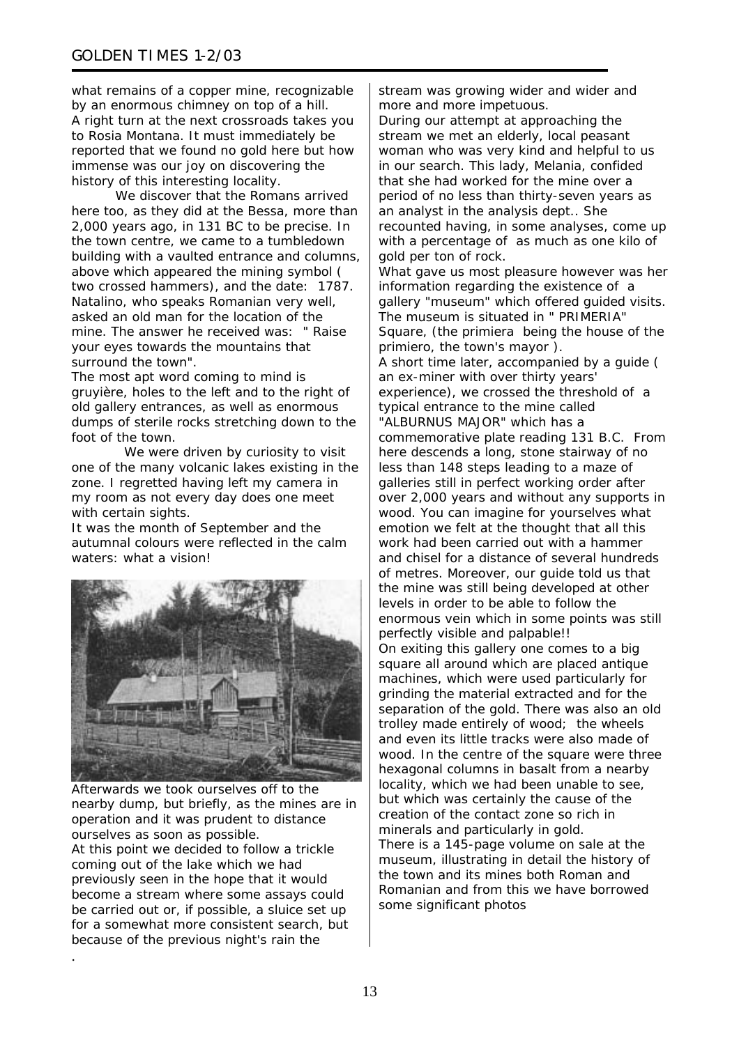what remains of a copper mine, recognizable by an enormous chimney on top of a hill. A right turn at the next crossroads takes you to Rosia Montana. It must immediately be reported that we found no gold here but how immense was our joy on discovering the history of this interesting locality.

We discover that the Romans arrived here too, as they did at the Bessa, more than 2,000 years ago, in 131 BC to be precise. In the town centre, we came to a tumbledown building with a vaulted entrance and columns, above which appeared the mining symbol ( two crossed hammers), and the date: 1787. Natalino, who speaks Romanian very well, asked an old man for the location of the mine. The answer he received was: " Raise your eyes towards the mountains that surround the town".

The most apt word coming to mind is gruyière, holes to the left and to the right of old gallery entrances, as well as enormous dumps of sterile rocks stretching down to the foot of the town.

We were driven by curiosity to visit one of the many volcanic lakes existing in the zone. I regretted having left my camera in my room as not every day does one meet with certain sights.

It was the month of September and the autumnal colours were reflected in the calm waters: what a vision!

Afterwards we took ourselves off to the nearby dump, but briefly, as the mines are in operation and it was prudent to distance ourselves as soon as possible.

At this point we decided to follow a trickle coming out of the lake which we had previously seen in the hope that it would become a stream where some assays could be carried out or, if possible, a sluice set up for a somewhat more consistent search, but because of the previous night's rain the stream was growing wider and wider and more and more impetuous.

During our attempt at approaching the stream we met an elderly, local peasant woman who was very kind and helpful to us in our search. This lady, Melania, confided that she had worked for the mine over a period of no less than thirty-seven years as an analyst in the analysis dept.. She recounted having, in some analyses, come up with a percentage of as much as one kilo of gold per ton of rock.

What gave us most pleasure however was her information regarding the existence of a gallery "museum" which offered guided visits. The museum is situated in " PRIMERIA" Square, (the primiera being the house of the primiero, the town's mayor ).

A short time later, accompanied by a guide ( an ex-miner with over thirty years' experience), we crossed the threshold of a typical entrance to the mine called "ALBURNUS MAJOR" which has a commemorative plate reading 131 B.C. From here descends a long, stone stairway of no less than 148 steps leading to a maze of galleries still in perfect working order after over 2,000 years and without any supports in wood. You can imagine for yourselves what emotion we felt at the thought that all this work had been carried out with a hammer and chisel for a distance of several hundreds of metres. Moreover, our guide told us that the mine was still being developed at other levels in order to be able to follow the enormous vein which in some points was still perfectly visible and palpable!!

On exiting this gallery one comes to a big square all around which are placed antique machines, which were used particularly for grinding the material extracted and for the separation of the gold. There was also an old trolley made entirely of wood; the wheels and even its little tracks were also made of wood. In the centre of the square were three hexagonal columns in basalt from a nearby locality, which we had been unable to see, but which was certainly the cause of the creation of the contact zone so rich in minerals and particularly in gold.

There is a 145-page volume on sale at the museum, illustrating in detail the history of the town and its mines both Roman and Romanian and from this we have borrowed some significant photos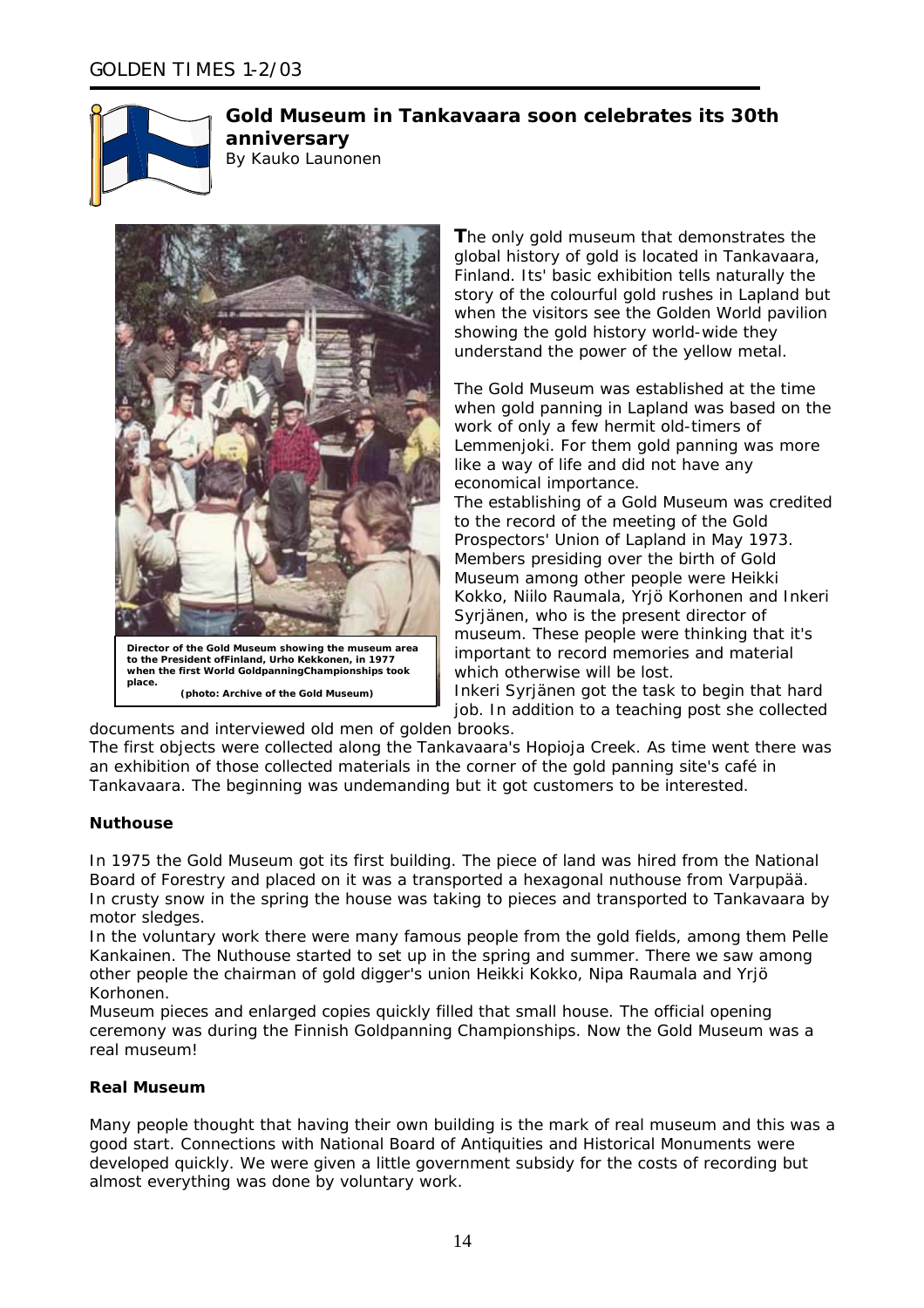## Gold Museum in Tankavaara soon celebrates its 30th anniversary

By Kauko Launonen

Director of the Gold Museum showing the museum area to the President ofFinland, Urho Kekkonen, in 1977 when the first World GoldpanningChampionships took place.
(photo: Archive of the Gold Museum)

**T**he only gold museum that demonstrates the global history of gold is located in Tankavaara, Finland. Its' basic exhibition tells naturally the story of the colourful gold rushes in Lapland but when the visitors see the Golden World pavilion showing the gold history world-wide they understand the power of the yellow metal.

The Gold Museum was established at the time when gold panning in Lapland was based on the work of only a few hermit old-timers of Lemmenjoki. For them gold panning was more like a way of life and did not have any economical importance.

The establishing of a Gold Museum was credited to the record of the meeting of the Gold Prospectors' Union of Lapland in May 1973. Members presiding over the birth of Gold Museum among other people were Heikki Kokko, Niilo Raumala, Yrjö Korhonen and Inkeri Syrjänen, who is the present director of museum. These people were thinking that it's important to record memories and material which otherwise will be lost.

Inkeri Syrjänen got the task to begin that hard job. In addition to a teaching post she collected documents and interviewed old men of golden brooks.

The first objects were collected along the Tankavaara's Hopioja Creek. As time went there was an exhibition of those collected materials in the corner of the gold panning site's café in Tankavaara. The beginning was undemanding but it got customers to be interested.

### Nuthouse

In 1975 the Gold Museum got its first building. The piece of land was hired from the National Board of Forestry and placed on it was a transported a hexagonal nuthouse from Varpupää. In crusty snow in the spring the house was taking to pieces and transported to Tankavaara by motor sledges.

In the voluntary work there were many famous people from the gold fields, among them Pelle Kankainen. The Nuthouse started to set up in the spring and summer. There we saw among other people the chairman of gold digger's union Heikki Kokko, Nipa Raumala and Yrjö Korhonen.

Museum pieces and enlarged copies quickly filled that small house. The official opening ceremony was during the Finnish Goldpanning Championships. Now the Gold Museum was a real museum!

### Real Museum

Many people thought that having their own building is the mark of real museum and this was a good start. Connections with National Board of Antiquities and Historical Monuments were developed quickly. We were given a little government subsidy for the costs of recording but almost everything was done by voluntary work.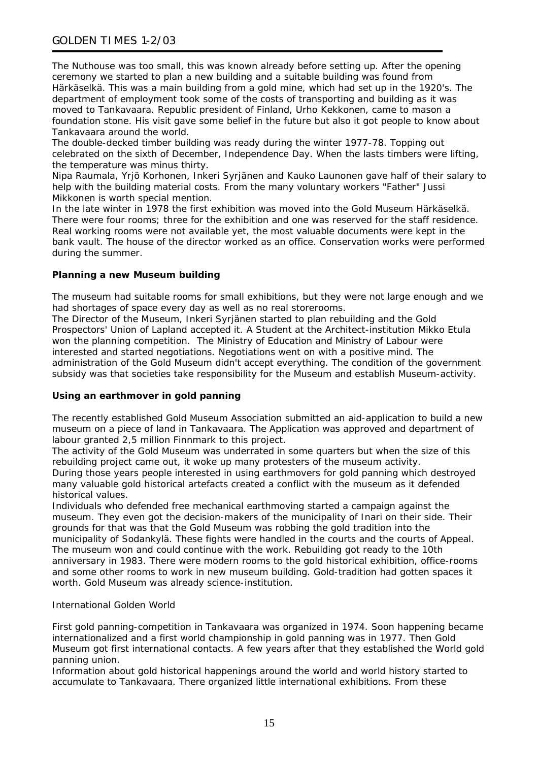The Nuthouse was too small, this was known already before setting up. After the opening ceremony we started to plan a new building and a suitable building was found from Härkäselkä. This was a main building from a gold mine, which had set up in the 1920's. The department of employment took some of the costs of transporting and building as it was moved to Tankavaara. Republic president of Finland, Urho Kekkonen, came to mason a foundation stone. His visit gave some belief in the future but also it got people to know about Tankavaara around the world.
The double-decked timber building was ready during the winter 1977-78. Topping out celebrated on the sixth of December, Independence Day. When the lasts timbers were lifting, the temperature was minus thirty.
Nipa Raumala, Yrjö Korhonen, Inkeri Syrjänen and Kauko Launonen gave half of their salary to help with the building material costs. From the many voluntary workers "Father" Jussi Mikkonen is worth special mention.
In the late winter in 1978 the first exhibition was moved into the Gold Museum Härkäselkä. There were four rooms; three for the exhibition and one was reserved for the staff residence. Real working rooms were not available yet, the most valuable documents were kept in the bank vault. The house of the director worked as an office. Conservation works were performed during the summer.

**Planning a new Museum building**

The museum had suitable rooms for small exhibitions, but they were not large enough and we had shortages of space every day as well as no real storerooms.
The Director of the Museum, Inkeri Syrjänen started to plan rebuilding and the Gold Prospectors' Union of Lapland accepted it. A Student at the Architect-institution Mikko Etula won the planning competition. The Ministry of Education and Ministry of Labour were interested and started negotiations. Negotiations went on with a positive mind. The administration of the Gold Museum didn't accept everything. The condition of the government subsidy was that societies take responsibility for the Museum and establish Museum-activity.

**Using an earthmover in gold panning**

The recently established Gold Museum Association submitted an aid-application to build a new museum on a piece of land in Tankavaara. The Application was approved and department of labour granted 2,5 million Finnmark to this project.
The activity of the Gold Museum was underrated in some quarters but when the size of this rebuilding project came out, it woke up many protesters of the museum activity.
During those years people interested in using earthmovers for gold panning which destroyed many valuable gold historical artefacts created a conflict with the museum as it defended historical values.
Individuals who defended free mechanical earthmoving started a campaign against the museum. They even got the decision-makers of the municipality of Inari on their side. Their grounds for that was that the Gold Museum was robbing the gold tradition into the municipality of Sodankylä. These fights were handled in the courts and the courts of Appeal. The museum won and could continue with the work. Rebuilding got ready to the 10th anniversary in 1983. There were modern rooms to the gold historical exhibition, office-rooms and some other rooms to work in new museum building. Gold-tradition had gotten spaces it worth. Gold Museum was already science-institution.

International Golden World

First gold panning-competition in Tankavaara was organized in 1974. Soon happening became internationalized and a first world championship in gold panning was in 1977. Then Gold Museum got first international contacts. A few years after that they established the World gold panning union.
Information about gold historical happenings around the world and world history started to accumulate to Tankavaara. There organized little international exhibitions. From these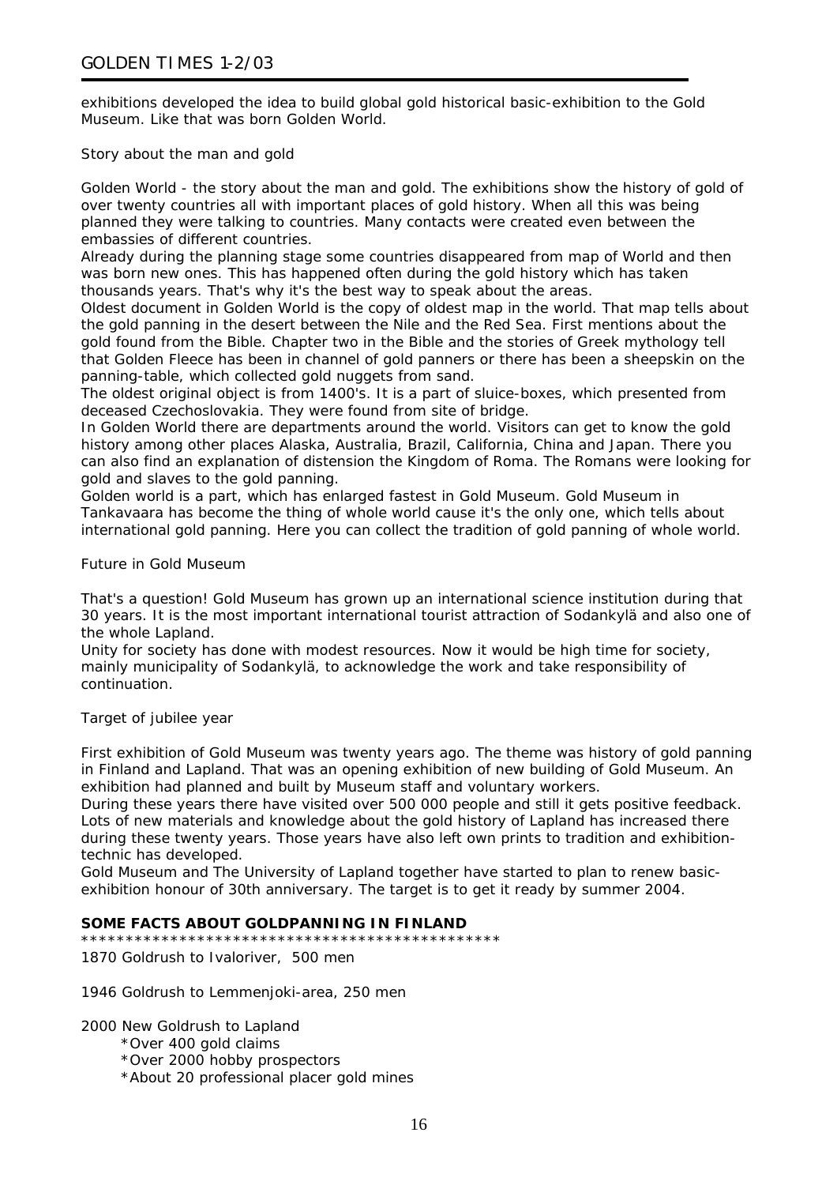exhibitions developed the idea to build global gold historical basic-exhibition to the Gold Museum. Like that was born Golden World.

## Story about the man and gold

Golden World - the story about the man and gold. The exhibitions show the history of gold of over twenty countries all with important places of gold history. When all this was being planned they were talking to countries. Many contacts were created even between the embassies of different countries.

Already during the planning stage some countries disappeared from map of World and then was born new ones. This has happened often during the gold history which has taken thousands years. That's why it's the best way to speak about the areas.

Oldest document in Golden World is the copy of oldest map in the world. That map tells about the gold panning in the desert between the Nile and the Red Sea. First mentions about the gold found from the Bible. Chapter two in the Bible and the stories of Greek mythology tell that Golden Fleece has been in channel of gold panners or there has been a sheepskin on the panning-table, which collected gold nuggets from sand.

The oldest original object is from 1400's. It is a part of sluice-boxes, which presented from deceased Czechoslovakia. They were found from site of bridge.

In Golden World there are departments around the world. Visitors can get to know the gold history among other places Alaska, Australia, Brazil, California, China and Japan. There you can also find an explanation of distension the Kingdom of Roma. The Romans were looking for gold and slaves to the gold panning.

Golden world is a part, which has enlarged fastest in Gold Museum. Gold Museum in Tankavaara has become the thing of whole world cause it's the only one, which tells about international gold panning. Here you can collect the tradition of gold panning of whole world.

## Future in Gold Museum

That's a question! Gold Museum has grown up an international science institution during that 30 years. It is the most important international tourist attraction of Sodankylä and also one of the whole Lapland.

Unity for society has done with modest resources. Now it would be high time for society, mainly municipality of Sodankylä, to acknowledge the work and take responsibility of continuation.

## Target of jubilee year

First exhibition of Gold Museum was twenty years ago. The theme was history of gold panning in Finland and Lapland. That was an opening exhibition of new building of Gold Museum. An exhibition had planned and built by Museum staff and voluntary workers.

During these years there have visited over 500 000 people and still it gets positive feedback. Lots of new materials and knowledge about the gold history of Lapland has increased there during these twenty years. Those years have also left own prints to tradition and exhibition-technic has developed.

Gold Museum and The University of Lapland together have started to plan to renew basic-exhibition honour of 30th anniversary. The target is to get it ready by summer 2004.

**SOME FACTS ABOUT GOLDPANNING IN FINLAND**

\*\*\*\*\*\*\*\*\*\*\*\*\*\*\*\*\*\*\*\*\*\*\*\*\*\*\*\*\*\*\*\*\*\*\*\*\*\*\*\*\*\*\*\*\*\*\*

1870 Goldrush to Ivaloriver, 500 men

1946 Goldrush to Lemmenjoki-area, 250 men

2000 New Goldrush to Lapland

- \*Over 400 gold claims
- \*Over 2000 hobby prospectors
- \*About 20 professional placer gold mines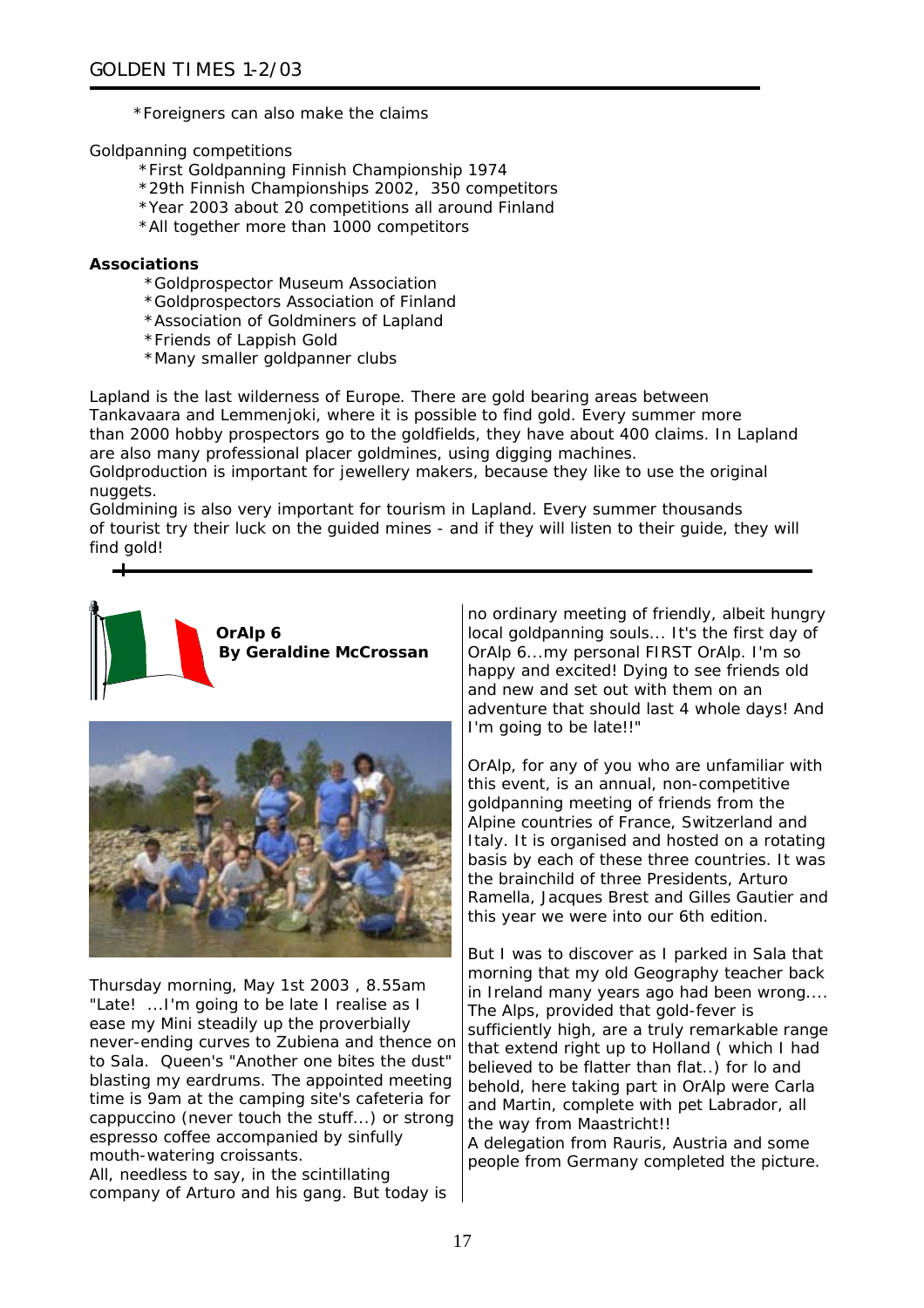*Foreigners can also make the claims

Goldpanning competitions

*First Goldpanning Finnish Championship 1974
*29th Finnish Championships 2002, 350 competitors
*Year 2003 about 20 competitions all around Finland
*All together more than 1000 competitors

**Associations**

*Goldprospector Museum Association
*Goldprospectors Association of Finland
*Association of Goldminers of Lapland
*Friends of Lappish Gold
*Many smaller goldpanner clubs

Lapland is the last wilderness of Europe. There are gold bearing areas between Tankavaara and Lemmenjoki, where it is possible to find gold. Every summer more than 2000 hobby prospectors go to the goldfields, they have about 400 claims. In Lapland are also many professional placer goldmines, using digging machines.
Goldproduction is important for jewellery makers, because they like to use the original nuggets.
Goldmining is also very important for tourism in Lapland. Every summer thousands of tourist try their luck on the guided mines - and if they will listen to their guide, they will find gold!

## OrAlp 6
**By Geraldine McCrossan**

Thursday morning, May 1st 2003 , 8.55am
"Late! ...I'm going to be late I realise as I ease my Mini steadily up the proverbially never-ending curves to Zubiena and thence on to Sala. Queen's "Another one bites the dust" blasting my eardrums. The appointed meeting time is 9am at the camping site's cafeteria for cappuccino (never touch the stuff...) or strong espresso coffee accompanied by sinfully mouth-watering croissants.
All, needless to say, in the scintillating company of Arturo and his gang. But today is no ordinary meeting of friendly, albeit hungry local goldpanning souls... It's the first day of OrAlp 6...my personal FIRST OrAlp. I'm so happy and excited! Dying to see friends old and new and set out with them on an adventure that should last 4 whole days! And I'm going to be late!!"

OrAlp, for any of you who are unfamiliar with this event, is an annual, non-competitive goldpanning meeting of friends from the Alpine countries of France, Switzerland and Italy. It is organised and hosted on a rotating basis by each of these three countries. It was the brainchild of three Presidents, Arturo Ramella, Jacques Brest and Gilles Gautier and this year we were into our 6th edition.

But I was to discover as I parked in Sala that morning that my old Geography teacher back in Ireland many years ago had been wrong.... The Alps, provided that gold-fever is sufficiently high, are a truly remarkable range that extend right up to Holland ( which I had believed to be flatter than flat..) for lo and behold, here taking part in OrAlp were Carla and Martin, complete with pet Labrador, all the way from Maastricht!!
A delegation from Rauris, Austria and some people from Germany completed the picture.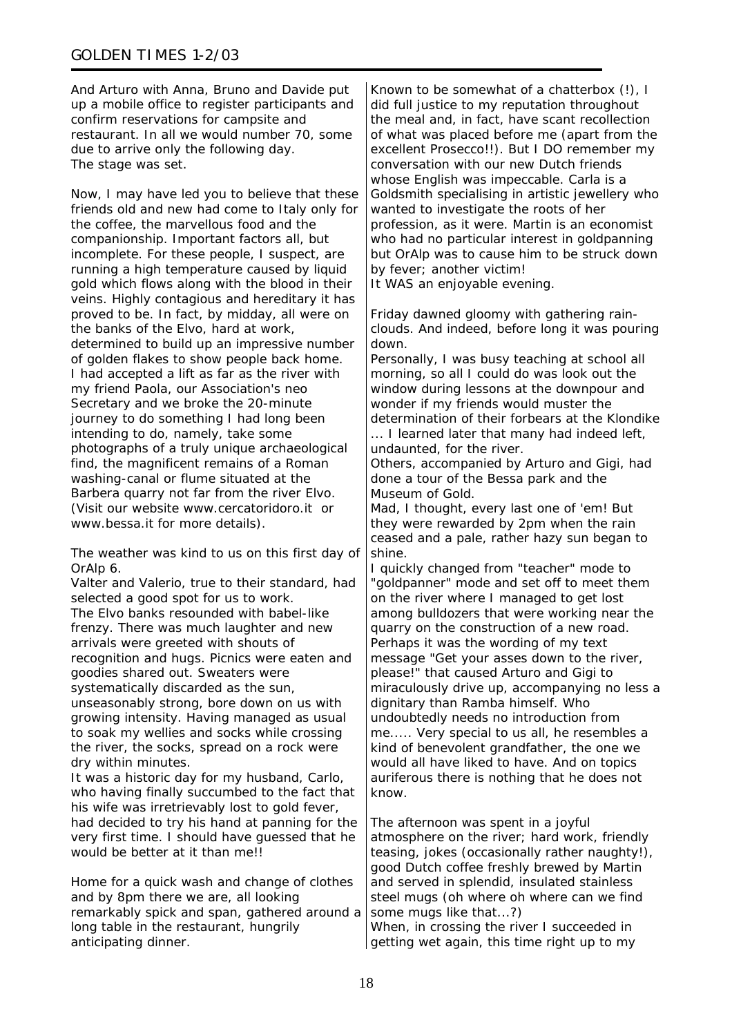And Arturo with Anna, Bruno and Davide put up a mobile office to register participants and confirm reservations for campsite and restaurant. In all we would number 70, some due to arrive only the following day.
The stage was set.

Now, I may have led you to believe that these friends old and new had come to Italy only for the coffee, the marvellous food and the companionship. Important factors all, but incomplete. For these people, I suspect, are running a high temperature caused by liquid gold which flows along with the blood in their veins. Highly contagious and hereditary it has proved to be. In fact, by midday, all were on the banks of the Elvo, hard at work, determined to build up an impressive number of golden flakes to show people back home.
I had accepted a lift as far as the river with my friend Paola, our Association's neo Secretary and we broke the 20-minute journey to do something I had long been intending to do, namely, take some photographs of a truly unique archaeological find, the magnificent remains of a Roman washing-canal or flume situated at the Barbera quarry not far from the river Elvo. (Visit our website www.cercatoridoro.it or www.bessa.it for more details).

The weather was kind to us on this first day of OrAlp 6.
Valter and Valerio, true to their standard, had selected a good spot for us to work.
The Elvo banks resounded with babel-like frenzy. There was much laughter and new arrivals were greeted with shouts of recognition and hugs. Picnics were eaten and goodies shared out. Sweaters were systematically discarded as the sun, unseasonably strong, bore down on us with growing intensity. Having managed as usual to soak my wellies and socks while crossing the river, the socks, spread on a rock were dry within minutes.
It was a historic day for my husband, Carlo, who having finally succumbed to the fact that his wife was irretrievably lost to gold fever, had decided to try his hand at panning for the very first time. I should have guessed that he would be better at it than me!!

Home for a quick wash and change of clothes and by 8pm there we are, all looking remarkably spick and span, gathered around a long table in the restaurant, hungrily anticipating dinner.

Known to be somewhat of a chatterbox (!), I did full justice to my reputation throughout the meal and, in fact, have scant recollection of what was placed before me (apart from the excellent Prosecco!!). But I DO remember my conversation with our new Dutch friends whose English was impeccable. Carla is a Goldsmith specialising in artistic jewellery who wanted to investigate the roots of her profession, as it were. Martin is an economist who had no particular interest in goldpanning but OrAlp was to cause him to be struck down by fever; another victim!
It WAS an enjoyable evening.

Friday dawned gloomy with gathering rain-clouds. And indeed, before long it was pouring down.
Personally, I was busy teaching at school all morning, so all I could do was look out the window during lessons at the downpour and wonder if my friends would muster the determination of their forbears at the Klondike ... I learned later that many had indeed left, undaunted, for the river.
Others, accompanied by Arturo and Gigi, had done a tour of the Bessa park and the Museum of Gold.
Mad, I thought, every last one of 'em! But they were rewarded by 2pm when the rain ceased and a pale, rather hazy sun began to shine.
I quickly changed from "teacher" mode to "goldpanner" mode and set off to meet them on the river where I managed to get lost among bulldozers that were working near the quarry on the construction of a new road. Perhaps it was the wording of my text message "Get your asses down to the river, please!" that caused Arturo and Gigi to miraculously drive up, accompanying no less a dignitary than Ramba himself. Who undoubtedly needs no introduction from me..... Very special to us all, he resembles a kind of benevolent grandfather, the one we would all have liked to have. And on topics auriferous there is nothing that he does not know.

The afternoon was spent in a joyful atmosphere on the river; hard work, friendly teasing, jokes (occasionally rather naughty!), good Dutch coffee freshly brewed by Martin and served in splendid, insulated stainless steel mugs (oh where oh where can we find some mugs like that...?)
When, in crossing the river I succeeded in getting wet again, this time right up to my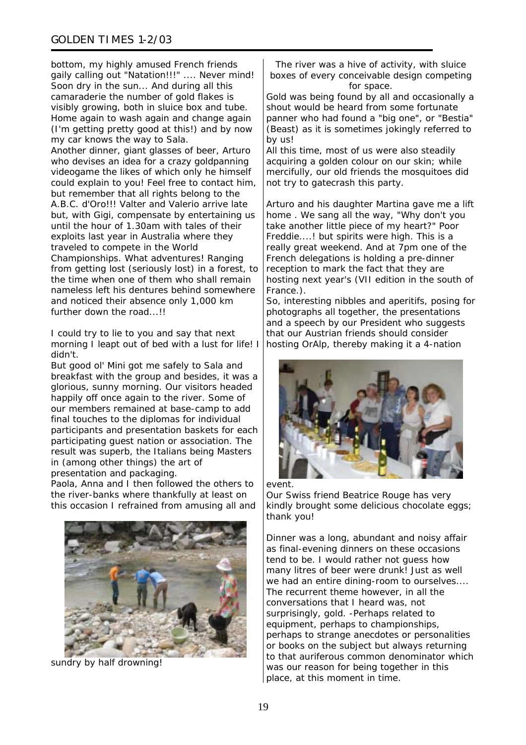bottom, my highly amused French friends gaily calling out "Natation!!!" .... Never mind! Soon dry in the sun... And during all this camaraderie the number of gold flakes is visibly growing, both in sluice box and tube. Home again to wash again and change again (I'm getting pretty good at this!) and by now my car knows the way to Sala.

Another dinner, giant glasses of beer, Arturo who devises an idea for a crazy goldpanning videogame the likes of which only he himself could explain to you! Feel free to contact him, but remember that all rights belong to the A.B.C. d'Oro!!! Valter and Valerio arrive late but, with Gigi, compensate by entertaining us until the hour of 1.30am with tales of their exploits last year in Australia where they traveled to compete in the World Championships. What adventures! Ranging from getting lost (seriously lost) in a forest, to the time when one of them who shall remain nameless left his dentures behind somewhere and noticed their absence only 1,000 km further down the road...!!

I could try to lie to you and say that next morning I leapt out of bed with a lust for life! I didn't.

But good ol' Mini got me safely to Sala and breakfast with the group and besides, it was a glorious, sunny morning. Our visitors headed happily off once again to the river. Some of our members remained at base-camp to add final touches to the diplomas for individual participants and presentation baskets for each participating guest nation or association. The result was superb, the Italians being Masters in (among other things) the art of presentation and packaging.

Paola, Anna and I then followed the others to the river-banks where thankfully at least on this occasion I refrained from amusing all and sundry by half drowning!

The river was a hive of activity, with sluice boxes of every conceivable design competing for space.

Gold was being found by all and occasionally a shout would be heard from some fortunate panner who had found a "big one", or "Bestia" (Beast) as it is sometimes jokingly referred to by us!

All this time, most of us were also steadily acquiring a golden colour on our skin; while mercifully, our old friends the mosquitoes did not try to gatecrash this party.

Arturo and his daughter Martina gave me a lift home . We sang all the way, "Why don't you take another little piece of my heart?" Poor Freddie....! but spirits were high. This is a really great weekend. And at 7pm one of the French delegations is holding a pre-dinner reception to mark the fact that they are hosting next year's (VII edition in the south of France.).

So, interesting nibbles and aperitifs, posing for photographs all together, the presentations and a speech by our President who suggests that our Austrian friends should consider hosting OrAlp, thereby making it a 4-nation event.

Our Swiss friend Beatrice Rouge has very kindly brought some delicious chocolate eggs; thank you!

Dinner was a long, abundant and noisy affair as final-evening dinners on these occasions tend to be. I would rather not guess how many litres of beer were drunk! Just as well we had an entire dining-room to ourselves.... The recurrent theme however, in all the conversations that I heard was, not surprisingly, gold. -Perhaps related to equipment, perhaps to championships, perhaps to strange anecdotes or personalities or books on the subject but always returning to that auriferous common denominator which was our reason for being together in this place, at this moment in time.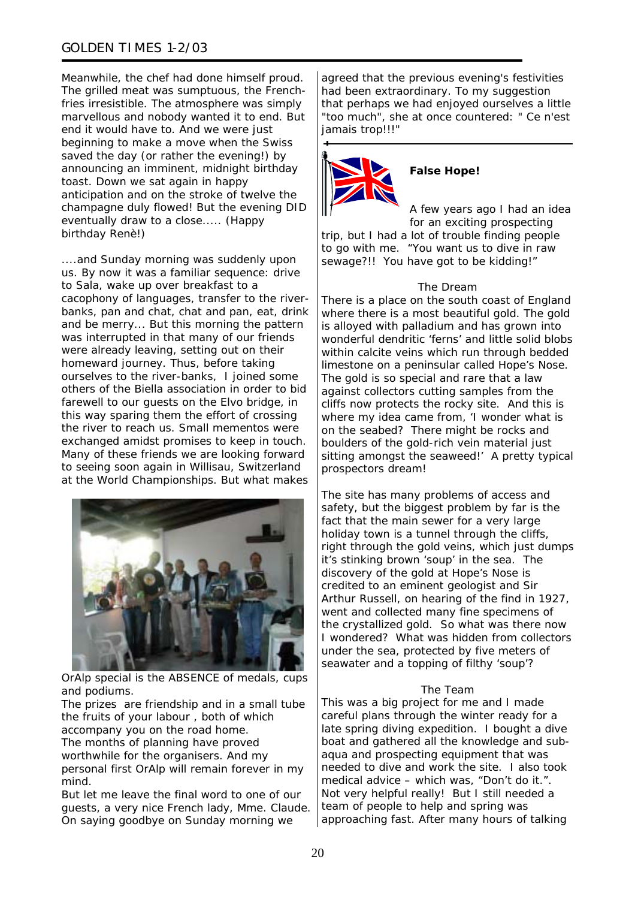Meanwhile, the chef had done himself proud. The grilled meat was sumptuous, the French-fries irresistible. The atmosphere was simply marvellous and nobody wanted it to end. But end it would have to. And we were just beginning to make a move when the Swiss saved the day (or rather the evening!) by announcing an imminent, midnight birthday toast. Down we sat again in happy anticipation and on the stroke of twelve the champagne duly flowed! But the evening DID eventually draw to a close..... (Happy birthday Renè!)

....and Sunday morning was suddenly upon us. By now it was a familiar sequence: drive to Sala, wake up over breakfast to a cacophony of languages, transfer to the river-banks, pan and chat, chat and pan, eat, drink and be merry... But this morning the pattern was interrupted in that many of our friends were already leaving, setting out on their homeward journey. Thus, before taking ourselves to the river-banks, I joined some others of the Biella association in order to bid farewell to our guests on the Elvo bridge, in this way sparing them the effort of crossing the river to reach us. Small mementos were exchanged amidst promises to keep in touch. Many of these friends we are looking forward to seeing soon again in Willisau, Switzerland at the World Championships. But what makes OrAlp special is the ABSENCE of medals, cups and podiums.

The prizes are friendship and in a small tube the fruits of your labour , both of which accompany you on the road home.

The months of planning have proved worthwhile for the organisers. And my personal first OrAlp will remain forever in my mind.

But let me leave the final word to one of our guests, a very nice French lady, Mme. Claude. On saying goodbye on Sunday morning we agreed that the previous evening's festivities had been extraordinary. To my suggestion that perhaps we had enjoyed ourselves a little "too much", she at once countered: " Ce n'est jamais trop!!!"

---

**False Hope!**

A few years ago I had an idea for an exciting prospecting trip, but I had a lot of trouble finding people to go with me. "You want us to dive in raw sewage?!! You have got to be kidding!"

The Dream

There is a place on the south coast of England where there is a most beautiful gold. The gold is alloyed with palladium and has grown into wonderful dendritic 'ferns' and little solid blobs within calcite veins which run through bedded limestone on a peninsular called Hope's Nose. The gold is so special and rare that a law against collectors cutting samples from the cliffs now protects the rocky site. And this is where my idea came from, 'I wonder what is on the seabed? There might be rocks and boulders of the gold-rich vein material just sitting amongst the seaweed!' A pretty typical prospectors dream!

The site has many problems of access and safety, but the biggest problem by far is the fact that the main sewer for a very large holiday town is a tunnel through the cliffs, right through the gold veins, which just dumps it's stinking brown 'soup' in the sea. The discovery of the gold at Hope's Nose is credited to an eminent geologist and Sir Arthur Russell, on hearing of the find in 1927, went and collected many fine specimens of the crystallized gold. So what was there now I wondered? What was hidden from collectors under the sea, protected by five meters of seawater and a topping of filthy 'soup'?

The Team

This was a big project for me and I made careful plans through the winter ready for a late spring diving expedition. I bought a dive boat and gathered all the knowledge and sub-aqua and prospecting equipment that was needed to dive and work the site. I also took medical advice – which was, "Don't do it.". Not very helpful really! But I still needed a team of people to help and spring was approaching fast. After many hours of talking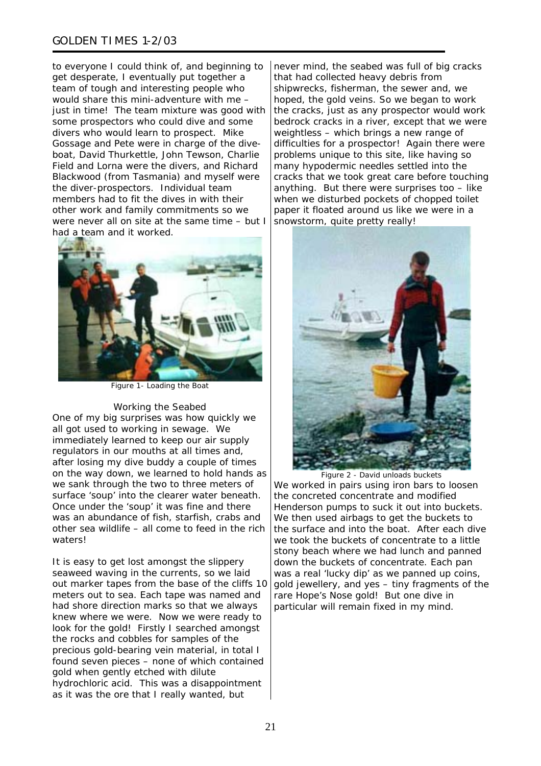to everyone I could think of, and beginning to get desperate, I eventually put together a team of tough and interesting people who would share this mini-adventure with me – just in time! The team mixture was good with some prospectors who could dive and some divers who would learn to prospect. Mike Gossage and Pete were in charge of the dive-boat, David Thurkettle, John Tewson, Charlie Field and Lorna were the divers, and Richard Blackwood (from Tasmania) and myself were the diver-prospectors. Individual team members had to fit the dives in with their other work and family commitments so we were never all on site at the same time – but I had a team and it worked.

Figure 1- Loading the Boat

### Working the Seabed

One of my big surprises was how quickly we all got used to working in sewage. We immediately learned to keep our air supply regulators in our mouths at all times and, after losing my dive buddy a couple of times on the way down, we learned to hold hands as we sank through the two to three meters of surface 'soup' into the clearer water beneath. Once under the 'soup' it was fine and there was an abundance of fish, starfish, crabs and other sea wildlife – all come to feed in the rich waters!

It is easy to get lost amongst the slippery seaweed waving in the currents, so we laid out marker tapes from the base of the cliffs 10 meters out to sea. Each tape was named and had shore direction marks so that we always knew where we were. Now we were ready to look for the gold! Firstly I searched amongst the rocks and cobbles for samples of the precious gold-bearing vein material, in total I found seven pieces – none of which contained gold when gently etched with dilute hydrochloric acid. This was a disappointment as it was the ore that I really wanted, but never mind, the seabed was full of big cracks that had collected heavy debris from shipwrecks, fisherman, the sewer and, we hoped, the gold veins. So we began to work the cracks, just as any prospector would work bedrock cracks in a river, except that we were weightless – which brings a new range of difficulties for a prospector! Again there were problems unique to this site, like having so many hypodermic needles settled into the cracks that we took great care before touching anything. But there were surprises too – like when we disturbed pockets of chopped toilet paper it floated around us like we were in a snowstorm, quite pretty really!

Figure 2 - David unloads buckets

We worked in pairs using iron bars to loosen the concreted concentrate and modified Henderson pumps to suck it out into buckets. We then used airbags to get the buckets to the surface and into the boat. After each dive we took the buckets of concentrate to a little stony beach where we had lunch and panned down the buckets of concentrate. Each pan was a real 'lucky dip' as we panned up coins, gold jewellery, and yes – tiny fragments of the rare Hope's Nose gold! But one dive in particular will remain fixed in my mind.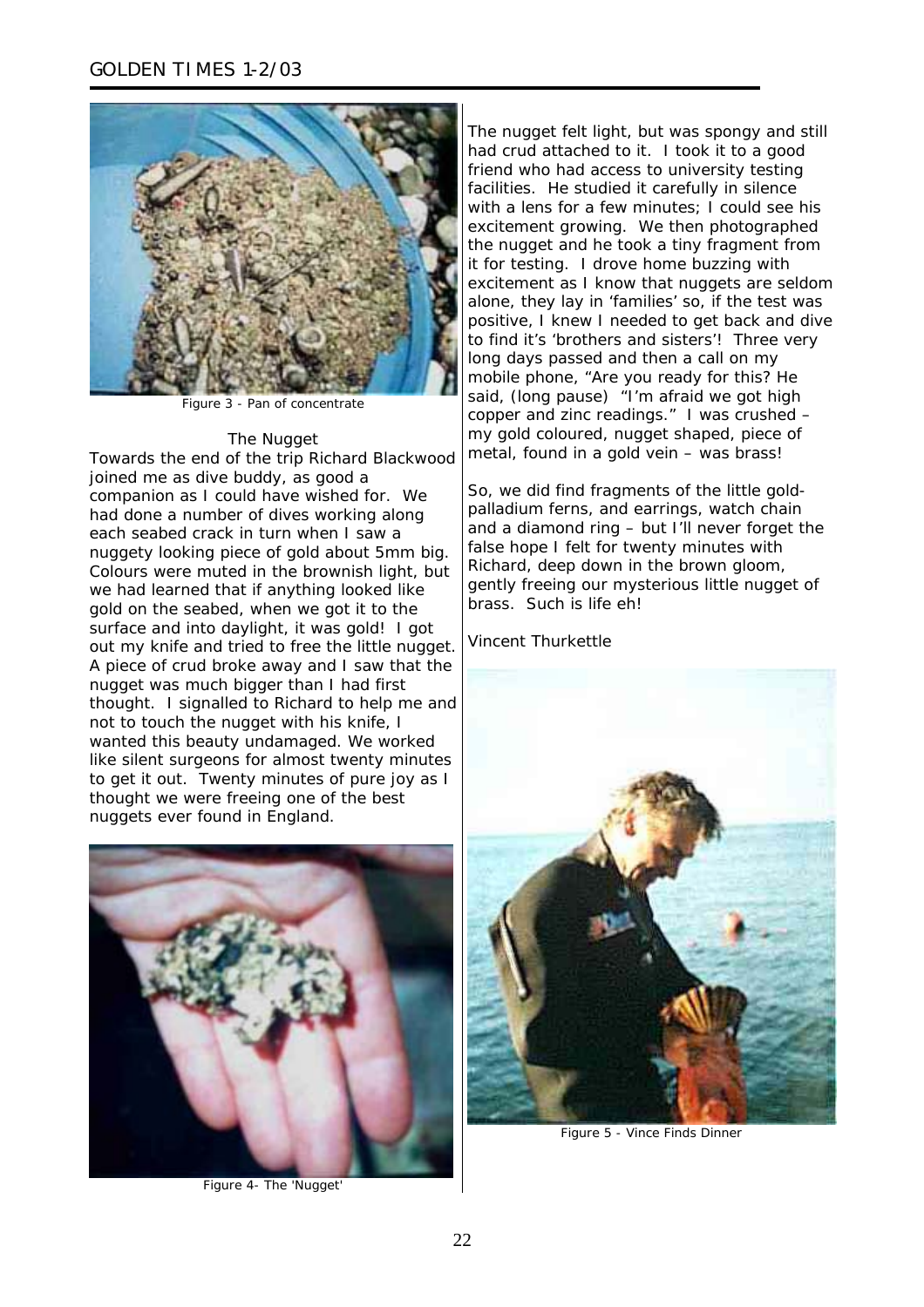Figure 3 - Pan of concentrate

### The Nugget

Towards the end of the trip Richard Blackwood joined me as dive buddy, as good a companion as I could have wished for. We had done a number of dives working along each seabed crack in turn when I saw a nuggety looking piece of gold about 5mm big. Colours were muted in the brownish light, but we had learned that if anything looked like gold on the seabed, when we got it to the surface and into daylight, it was gold! I got out my knife and tried to free the little nugget. A piece of crud broke away and I saw that the nugget was much bigger than I had first thought. I signalled to Richard to help me and not to touch the nugget with his knife, I wanted this beauty undamaged. We worked like silent surgeons for almost twenty minutes to get it out. Twenty minutes of pure joy as I thought we were freeing one of the best nuggets ever found in England.

Figure 4- The 'Nugget'

The nugget felt light, but was spongy and still had crud attached to it. I took it to a good friend who had access to university testing facilities. He studied it carefully in silence with a lens for a few minutes; I could see his excitement growing. We then photographed the nugget and he took a tiny fragment from it for testing. I drove home buzzing with excitement as I know that nuggets are seldom alone, they lay in 'families' so, if the test was positive, I knew I needed to get back and dive to find it's 'brothers and sisters'! Three very long days passed and then a call on my mobile phone, "Are you ready for this? He said, (long pause) "I'm afraid we got high copper and zinc readings." I was crushed – my gold coloured, nugget shaped, piece of metal, found in a gold vein – was brass!

So, we did find fragments of the little gold-palladium ferns, and earrings, watch chain and a diamond ring – but I'll never forget the false hope I felt for twenty minutes with Richard, deep down in the brown gloom, gently freeing our mysterious little nugget of brass. Such is life eh!

Vincent Thurkettle

Figure 5 - Vince Finds Dinner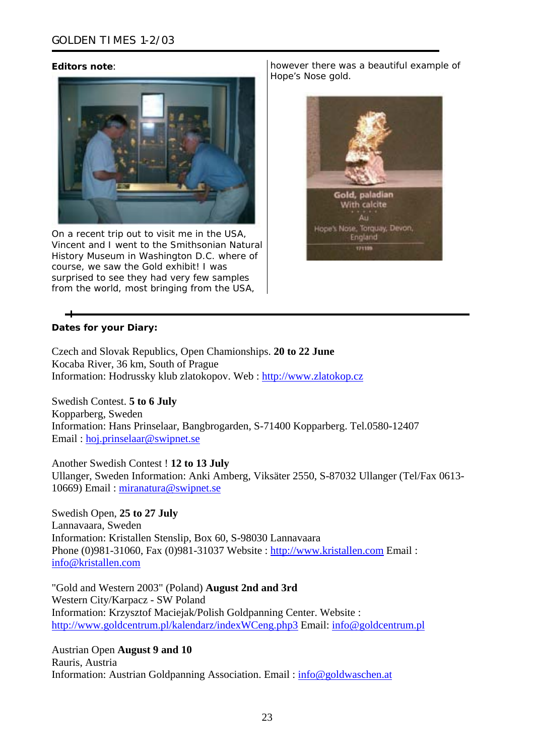**Editors note**:

On a recent trip out to visit me in the USA, Vincent and I went to the Smithsonian Natural History Museum in Washington D.C. where of course, we saw the Gold exhibit! I was surprised to see they had very few samples from the world, most bringing from the USA, however there was a beautiful example of Hope's Nose gold.

Gold, paladian
With calcite
Au
Hope's Nose, Torquay, Devon, England
171199

**Dates for your Diary:**

Czech and Slovak Republics, Open Chamionships. **20 to 22 June**
Kocaba River, 36 km, South of Prague
Information: Hodrussky klub zlatokopov. Web : http://www.zlatokop.cz

Swedish Contest. **5 to 6 July**
Kopparberg, Sweden
Information: Hans Prinselaar, Bangbrogarden, S-71400 Kopparberg. Tel.0580-12407
Email : hoj.prinselaar@swipnet.se

Another Swedish Contest ! **12 to 13 July**
Ullanger, Sweden Information: Anki Amberg, Viksäter 2550, S-87032 Ullanger (Tel/Fax 0613-10669) Email : miranatura@swipnet.se

Swedish Open, **25 to 27 July**
Lannavaara, Sweden
Information: Kristallen Stenslip, Box 60, S-98030 Lannavaara
Phone (0)981-31060, Fax (0)981-31037 Website : http://www.kristallen.com Email : info@kristallen.com

"Gold and Western 2003" (Poland) **August 2nd and 3rd**
Western City/Karpacz - SW Poland
Information: Krzysztof Maciejak/Polish Goldpanning Center. Website : http://www.goldcentrum.pl/kalendarz/indexWCeng.php3 Email: info@goldcentrum.pl

Austrian Open **August 9 and 10**
Rauris, Austria
Information: Austrian Goldpanning Association. Email : info@goldwaschen.at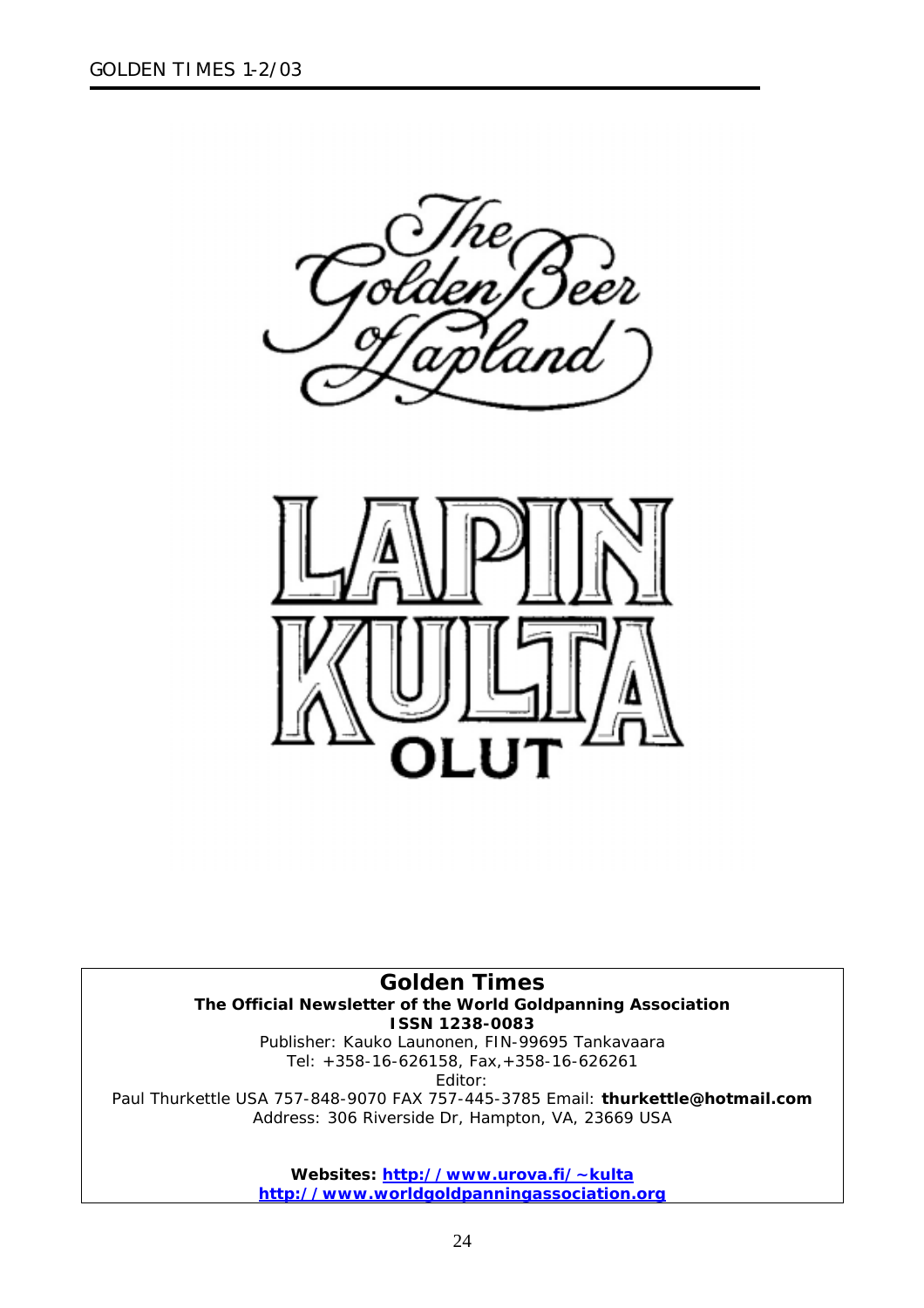The Golden Beer of Lapland

LAPIN KULTA OLUT

**Golden Times**

**The Official Newsletter of the World Goldpanning Association**

**ISSN 1238-0083**

Publisher: Kauko Launonen, FIN-99695 Tankavaara

Tel: +358-16-626158, Fax,+358-16-626261

Editor:

Paul Thurkettle USA 757-848-9070 FAX 757-445-3785 Email: **thurkettle@hotmail.com**

Address: 306 Riverside Dr, Hampton, VA, 23669 USA

**Websites: http://www.urova.fi/~kulta**

**http://www.worldgoldpanningassociation.org**